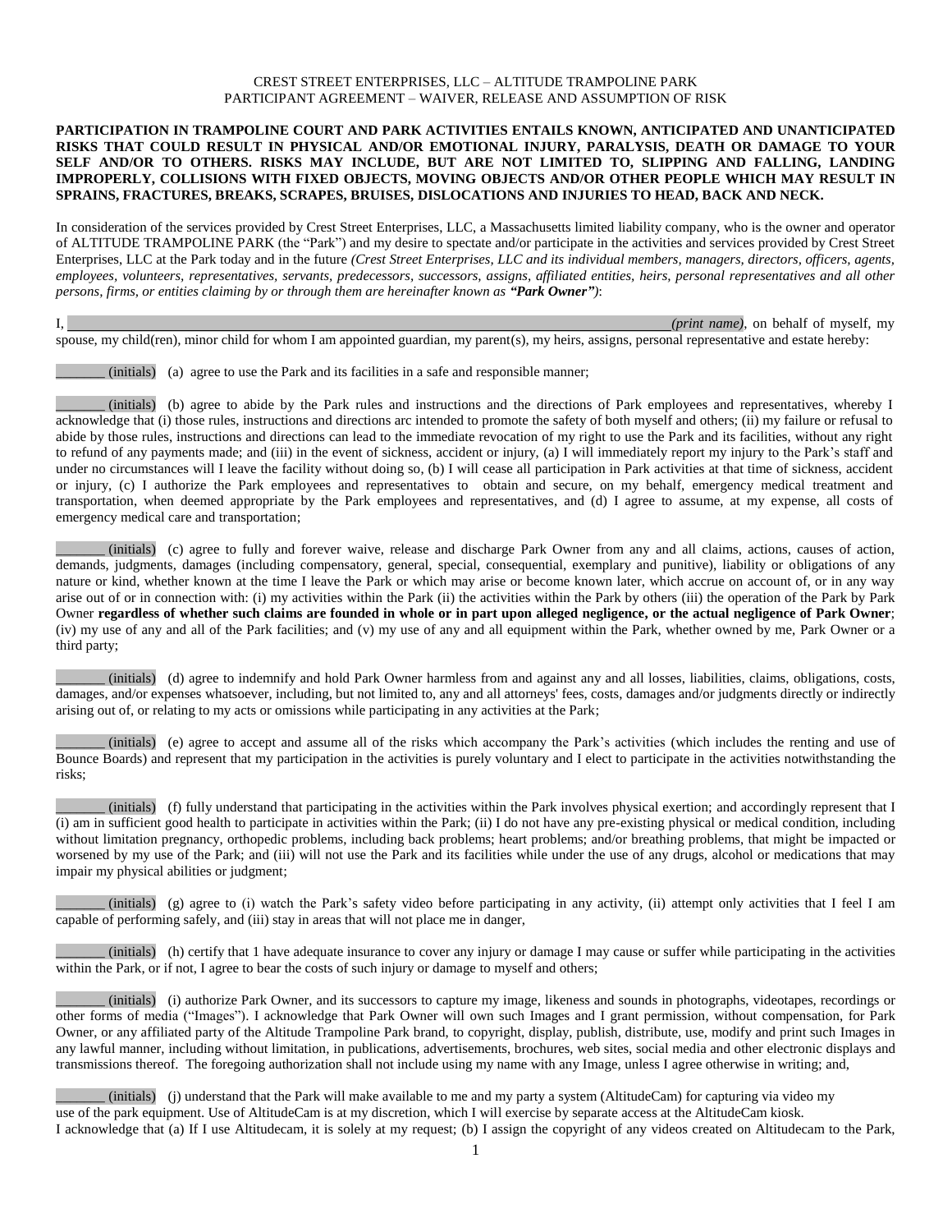CREST STREET ENTERPRISES, LLC – ALTITUDE TRAMPOLINE PARK
PARTICIPANT AGREEMENT – WAIVER, RELEASE AND ASSUMPTION OF RISK

**PARTICIPATION IN TRAMPOLINE COURT AND PARK ACTIVITIES ENTAILS KNOWN, ANTICIPATED AND UNANTICIPATED RISKS THAT COULD RESULT IN PHYSICAL AND/OR EMOTIONAL INJURY, PARALYSIS, DEATH OR DAMAGE TO YOUR SELF AND/OR TO OTHERS. RISKS MAY INCLUDE, BUT ARE NOT LIMITED TO, SLIPPING AND FALLING, LANDING IMPROPERLY, COLLISIONS WITH FIXED OBJECTS, MOVING OBJECTS AND/OR OTHER PEOPLE WHICH MAY RESULT IN SPRAINS, FRACTURES, BREAKS, SCRAPES, BRUISES, DISLOCATIONS AND INJURIES TO HEAD, BACK AND NECK.**

In consideration of the services provided by Crest Street Enterprises, LLC, a Massachusetts limited liability company, who is the owner and operator of ALTITUDE TRAMPOLINE PARK (the "Park") and my desire to spectate and/or participate in the activities and services provided by Crest Street Enterprises, LLC at the Park today and in the future *(Crest Street Enterprises, LLC and its individual members, managers, directors, officers, agents, employees, volunteers, representatives, servants, predecessors, successors, assigns, affiliated entities, heirs, personal representatives and all other persons, firms, or entities claiming by or through them are hereinafter known as* ***"Park Owner")***:

I, \_\_\_\_\_\_\_\_\_\_\_\_\_\_\_\_\_\_\_\_\_\_\_\_\_\_\_\_\_\_\_\_\_\_\_\_\_\_\_\_\_\_\_\_\_\_\_\_\_\_\_\_\_\_ *(print name)*, on behalf of myself, my spouse, my child(ren), minor child for whom I am appointed guardian, my parent(s), my heirs, assigns, personal representative and estate hereby:

\_\_\_\_\_\_\_ (initials) (a) agree to use the Park and its facilities in a safe and responsible manner;

\_\_\_\_\_\_\_ (initials) (b) agree to abide by the Park rules and instructions and the directions of Park employees and representatives, whereby I acknowledge that (i) those rules, instructions and directions arc intended to promote the safety of both myself and others; (ii) my failure or refusal to abide by those rules, instructions and directions can lead to the immediate revocation of my right to use the Park and its facilities, without any right to refund of any payments made; and (iii) in the event of sickness, accident or injury, (a) I will immediately report my injury to the Park's staff and under no circumstances will I leave the facility without doing so, (b) I will cease all participation in Park activities at that time of sickness, accident or injury, (c) I authorize the Park employees and representatives to obtain and secure, on my behalf, emergency medical treatment and transportation, when deemed appropriate by the Park employees and representatives, and (d) I agree to assume, at my expense, all costs of emergency medical care and transportation;

\_\_\_\_\_\_\_ (initials) (c) agree to fully and forever waive, release and discharge Park Owner from any and all claims, actions, causes of action, demands, judgments, damages (including compensatory, general, special, consequential, exemplary and punitive), liability or obligations of any nature or kind, whether known at the time I leave the Park or which may arise or become known later, which accrue on account of, or in any way arise out of or in connection with: (i) my activities within the Park (ii) the activities within the Park by others (iii) the operation of the Park by Park Owner **regardless of whether such claims are founded in whole or in part upon alleged negligence, or the actual negligence of Park Owner**; (iv) my use of any and all of the Park facilities; and (v) my use of any and all equipment within the Park, whether owned by me, Park Owner or a third party;

\_\_\_\_\_\_\_ (initials) (d) agree to indemnify and hold Park Owner harmless from and against any and all losses, liabilities, claims, obligations, costs, damages, and/or expenses whatsoever, including, but not limited to, any and all attorneys' fees, costs, damages and/or judgments directly or indirectly arising out of, or relating to my acts or omissions while participating in any activities at the Park;

\_\_\_\_\_\_\_ (initials) (e) agree to accept and assume all of the risks which accompany the Park's activities (which includes the renting and use of Bounce Boards) and represent that my participation in the activities is purely voluntary and I elect to participate in the activities notwithstanding the risks;

\_\_\_\_\_\_\_ (initials) (f) fully understand that participating in the activities within the Park involves physical exertion; and accordingly represent that I (i) am in sufficient good health to participate in activities within the Park; (ii) I do not have any pre-existing physical or medical condition, including without limitation pregnancy, orthopedic problems, including back problems; heart problems; and/or breathing problems, that might be impacted or worsened by my use of the Park; and (iii) will not use the Park and its facilities while under the use of any drugs, alcohol or medications that may impair my physical abilities or judgment;

\_\_\_\_\_\_\_ (initials) (g) agree to (i) watch the Park's safety video before participating in any activity, (ii) attempt only activities that I feel I am capable of performing safely, and (iii) stay in areas that will not place me in danger,

\_\_\_\_\_\_\_ (initials) (h) certify that 1 have adequate insurance to cover any injury or damage I may cause or suffer while participating in the activities within the Park, or if not, I agree to bear the costs of such injury or damage to myself and others;

\_\_\_\_\_\_\_ (initials) (i) authorize Park Owner, and its successors to capture my image, likeness and sounds in photographs, videotapes, recordings or other forms of media ("Images"). I acknowledge that Park Owner will own such Images and I grant permission, without compensation, for Park Owner, or any affiliated party of the Altitude Trampoline Park brand, to copyright, display, publish, distribute, use, modify and print such Images in any lawful manner, including without limitation, in publications, advertisements, brochures, web sites, social media and other electronic displays and transmissions thereof. The foregoing authorization shall not include using my name with any Image, unless I agree otherwise in writing; and,

\_\_\_\_\_\_\_ (initials) (j) understand that the Park will make available to me and my party a system (AltitudeCam) for capturing via video my use of the park equipment. Use of AltitudeCam is at my discretion, which I will exercise by separate access at the AltitudeCam kiosk. I acknowledge that (a) If I use Altitudecam, it is solely at my request; (b) I assign the copyright of any videos created on Altitudecam to the Park,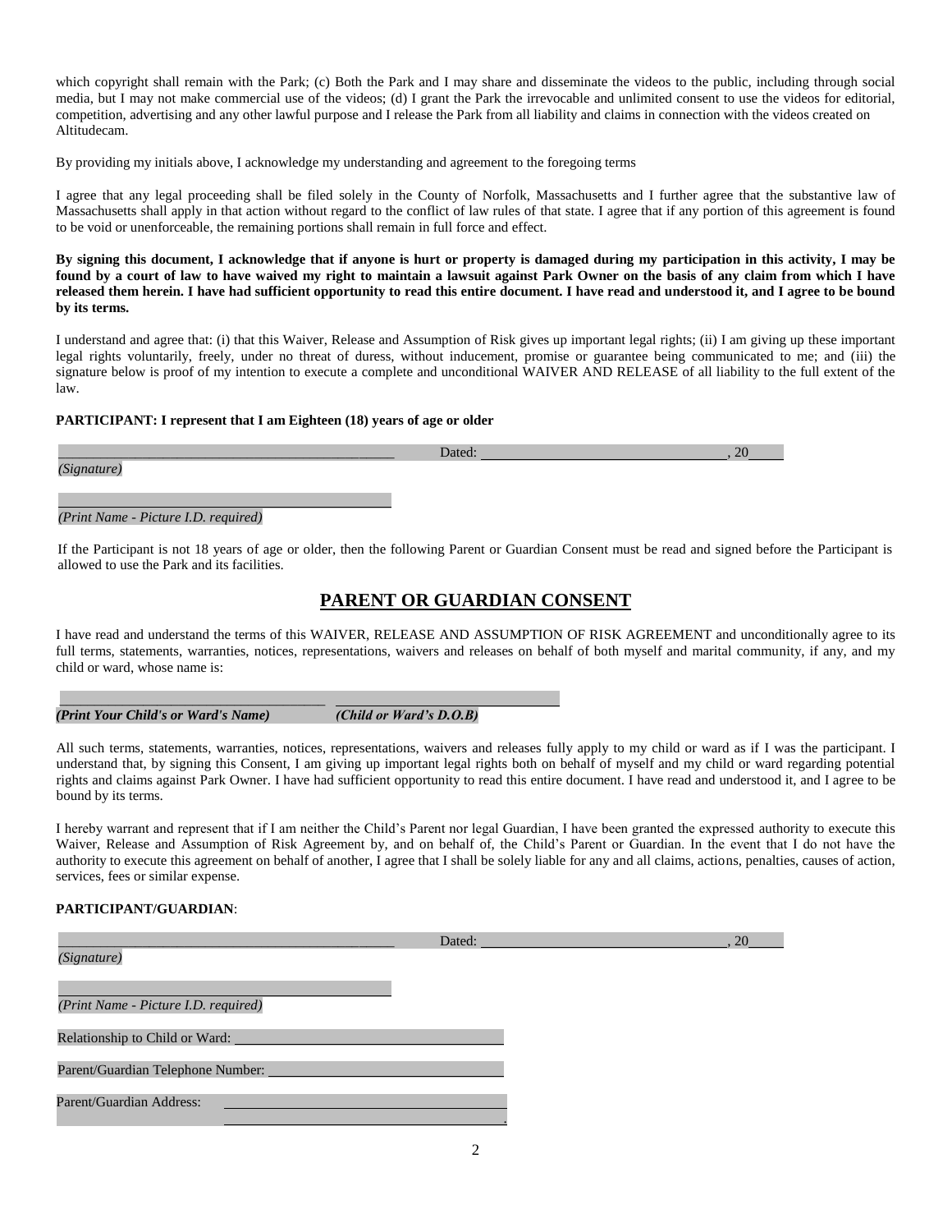which copyright shall remain with the Park; (c) Both the Park and I may share and disseminate the videos to the public, including through social media, but I may not make commercial use of the videos; (d) I grant the Park the irrevocable and unlimited consent to use the videos for editorial, competition, advertising and any other lawful purpose and I release the Park from all liability and claims in connection with the videos created on Altitudecam.

By providing my initials above, I acknowledge my understanding and agreement to the foregoing terms

I agree that any legal proceeding shall be filed solely in the County of Norfolk, Massachusetts and I further agree that the substantive law of Massachusetts shall apply in that action without regard to the conflict of law rules of that state. I agree that if any portion of this agreement is found to be void or unenforceable, the remaining portions shall remain in full force and effect.

**By signing this document, I acknowledge that if anyone is hurt or property is damaged during my participation in this activity, I may be found by a court of law to have waived my right to maintain a lawsuit against Park Owner on the basis of any claim from which I have released them herein. I have had sufficient opportunity to read this entire document. I have read and understood it, and I agree to be bound by its terms.**

I understand and agree that: (i) that this Waiver, Release and Assumption of Risk gives up important legal rights; (ii) I am giving up these important legal rights voluntarily, freely, under no threat of duress, without inducement, promise or guarantee being communicated to me; and (iii) the signature below is proof of my intention to execute a complete and unconditional WAIVER AND RELEASE of all liability to the full extent of the law.

**PARTICIPANT: I represent that I am Eighteen (18) years of age or older**

_______________________________________________ Dated: __________________________________, 20_____
*(Signature)*

_______________________________________________
*(Print Name - Picture I.D. required)*

If the Participant is not 18 years of age or older, then the following Parent or Guardian Consent must be read and signed before the Participant is allowed to use the Park and its facilities.

## PARENT OR GUARDIAN CONSENT

I have read and understand the terms of this WAIVER, RELEASE AND ASSUMPTION OF RISK AGREEMENT and unconditionally agree to its full terms, statements, warranties, notices, representations, waivers and releases on behalf of both myself and marital community, if any, and my child or ward, whose name is:

_____________________________________ _______________________________
***(Print Your Child's or Ward's Name)*** ***(Child or Ward's D.O.B)***

All such terms, statements, warranties, notices, representations, waivers and releases fully apply to my child or ward as if I was the participant. I understand that, by signing this Consent, I am giving up important legal rights both on behalf of myself and my child or ward regarding potential rights and claims against Park Owner. I have had sufficient opportunity to read this entire document. I have read and understood it, and I agree to be bound by its terms.

I hereby warrant and represent that if I am neither the Child's Parent nor legal Guardian, I have been granted the expressed authority to execute this Waiver, Release and Assumption of Risk Agreement by, and on behalf of, the Child's Parent or Guardian. In the event that I do not have the authority to execute this agreement on behalf of another, I agree that I shall be solely liable for any and all claims, actions, penalties, causes of action, services, fees or similar expense.

**PARTICIPANT/GUARDIAN**:

_______________________________________________ Dated: __________________________________, 20_____
*(Signature)*

_______________________________________________
*(Print Name - Picture I.D. required)*

Relationship to Child or Ward: ____________________________________

Parent/Guardian Telephone Number: ________________________________

Parent/Guardian Address: ________________________________________
________________________________________.